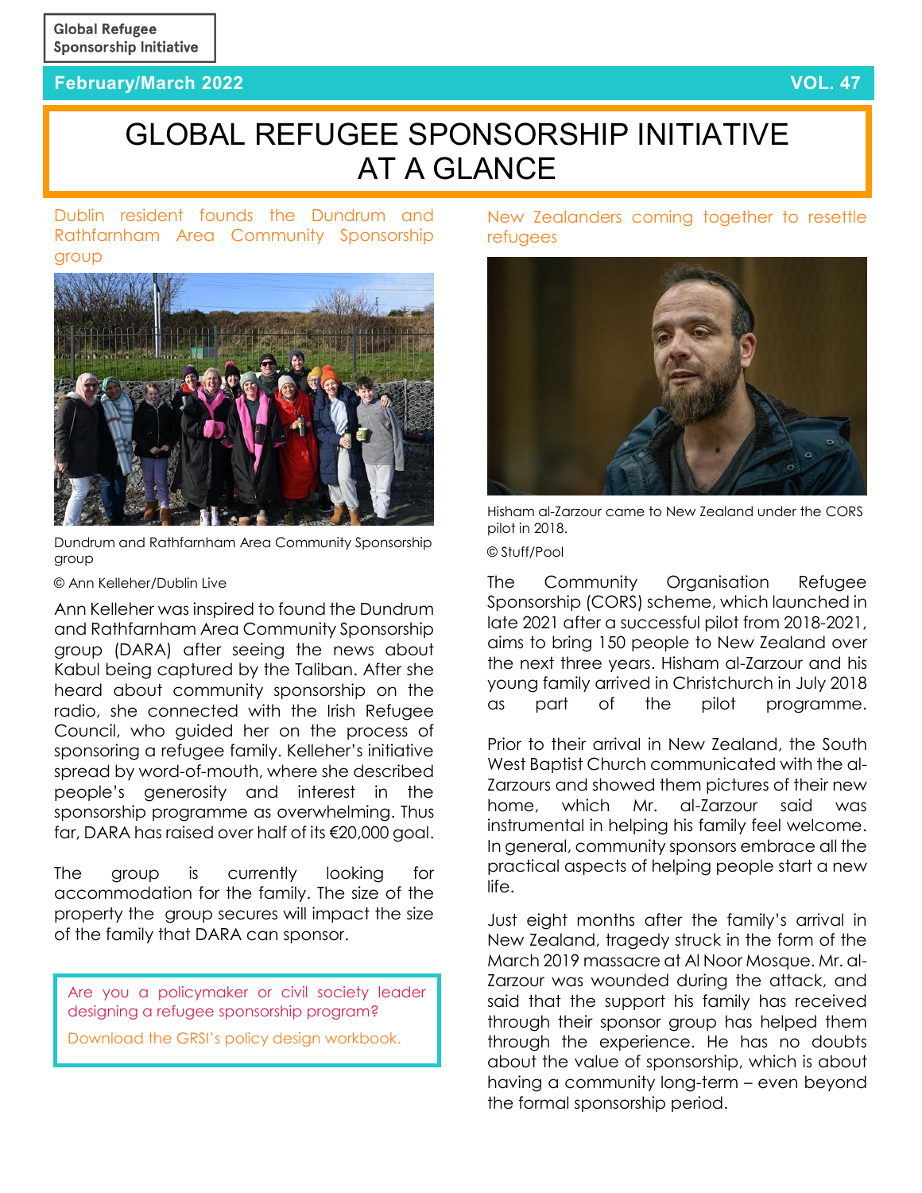Global Refugee Sponsorship Initiative

February/March 2022 VOL. 47

# GLOBAL REFUGEE SPONSORSHIP INITIATIVE AT A GLANCE

## Dublin resident founds the Dundrum and Rathfarnham Area Community Sponsorship group

Dundrum and Rathfarnham Area Community Sponsorship group

© Ann Kelleher/Dublin Live

Ann Kelleher was inspired to found the Dundrum and Rathfarnham Area Community Sponsorship group (DARA) after seeing the news about Kabul being captured by the Taliban. After she heard about community sponsorship on the radio, she connected with the Irish Refugee Council, who guided her on the process of sponsoring a refugee family. Kelleher's initiative spread by word-of-mouth, where she described people's generosity and interest in the sponsorship programme as overwhelming. Thus far, DARA has raised over half of its €20,000 goal.

The group is currently looking for accommodation for the family. The size of the property the group secures will impact the size of the family that DARA can sponsor.

> Are you a policymaker or civil society leader designing a refugee sponsorship program?
>
> Download the GRSI's policy design workbook.

## New Zealanders coming together to resettle refugees

Hisham al-Zarzour came to New Zealand under the CORS pilot in 2018.

© Stuff/Pool

The Community Organisation Refugee Sponsorship (CORS) scheme, which launched in late 2021 after a successful pilot from 2018-2021, aims to bring 150 people to New Zealand over the next three years. Hisham al-Zarzour and his young family arrived in Christchurch in July 2018 as part of the pilot programme.

Prior to their arrival in New Zealand, the South West Baptist Church communicated with the al-Zarzours and showed them pictures of their new home, which Mr. al-Zarzour said was instrumental in helping his family feel welcome. In general, community sponsors embrace all the practical aspects of helping people start a new life.

Just eight months after the family's arrival in New Zealand, tragedy struck in the form of the March 2019 massacre at Al Noor Mosque. Mr. al-Zarzour was wounded during the attack, and said that the support his family has received through their sponsor group has helped them through the experience. He has no doubts about the value of sponsorship, which is about having a community long-term – even beyond the formal sponsorship period.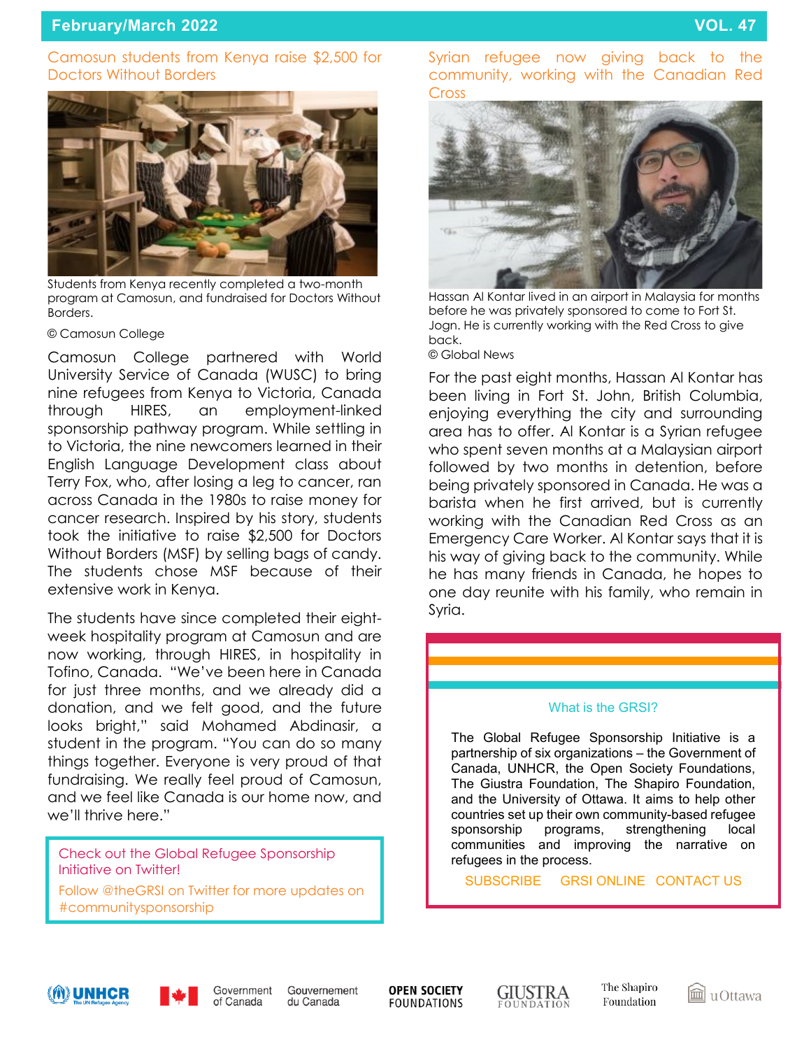## Camosun students from Kenya raise $2,500 for Doctors Without Borders

Students from Kenya recently completed a two-month program at Camosun, and fundraised for Doctors Without Borders.

© Camosun College

Camosun College partnered with World University Service of Canada (WUSC) to bring nine refugees from Kenya to Victoria, Canada through HIRES, an employment-linked sponsorship pathway program. While settling in to Victoria, the nine newcomers learned in their English Language Development class about Terry Fox, who, after losing a leg to cancer, ran across Canada in the 1980s to raise money for cancer research. Inspired by his story, students took the initiative to raise $2,500 for Doctors Without Borders (MSF) by selling bags of candy. The students chose MSF because of their extensive work in Kenya.

The students have since completed their eight-week hospitality program at Camosun and are now working, through HIRES, in hospitality in Tofino, Canada. "We've been here in Canada for just three months, and we already did a donation, and we felt good, and the future looks bright," said Mohamed Abdinasir, a student in the program. "You can do so many things together. Everyone is very proud of that fundraising. We really feel proud of Camosun, and we feel like Canada is our home now, and we'll thrive here."

Check out the Global Refugee Sponsorship Initiative on Twitter!

Follow @theGRSI on Twitter for more updates on #communitysponsorship

## Syrian refugee now giving back to the community, working with the Canadian Red Cross

Hassan Al Kontar lived in an airport in Malaysia for months before he was privately sponsored to come to Fort St. Jogn. He is currently working with the Red Cross to give back.

© Global News

For the past eight months, Hassan Al Kontar has been living in Fort St. John, British Columbia, enjoying everything the city and surrounding area has to offer. Al Kontar is a Syrian refugee who spent seven months at a Malaysian airport followed by two months in detention, before being privately sponsored in Canada. He was a barista when he first arrived, but is currently working with the Canadian Red Cross as an Emergency Care Worker. Al Kontar says that it is his way of giving back to the community. While he has many friends in Canada, he hopes to one day reunite with his family, who remain in Syria.

### What is the GRSI?

The Global Refugee Sponsorship Initiative is a partnership of six organizations – the Government of Canada, UNHCR, the Open Society Foundations, The Giustra Foundation, The Shapiro Foundation, and the University of Ottawa. It aims to help other countries set up their own community-based refugee sponsorship programs, strengthening local communities and improving the narrative on refugees in the process.

SUBSCRIBE GRSI ONLINE CONTACT US

UNHCR The UN Refugee Agency | Government of Canada / Gouvernement du Canada | OPEN SOCIETY FOUNDATIONS | GIUSTRA FOUNDATION | The Shapiro Foundation | uOttawa